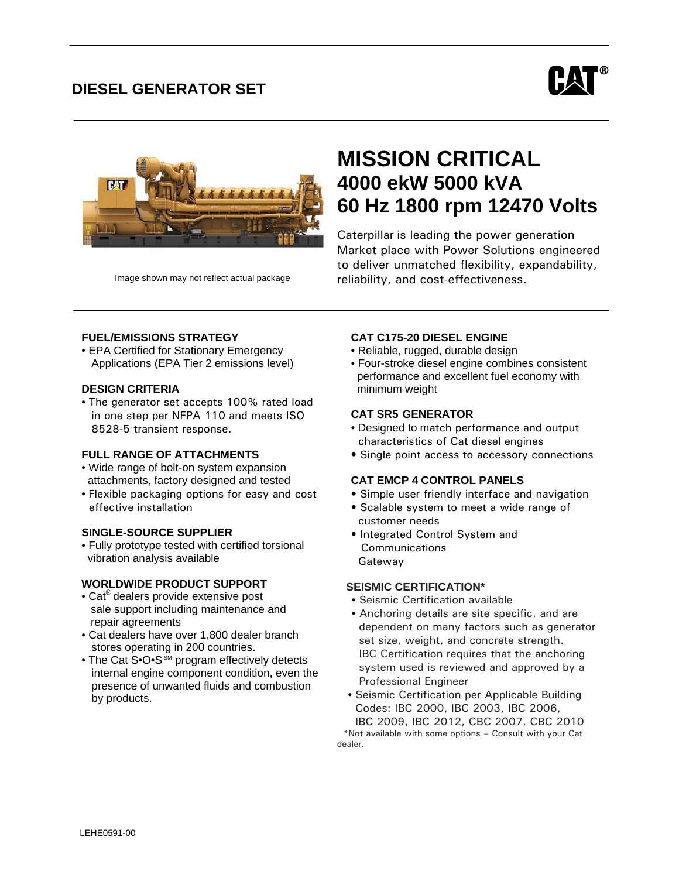# DIESEL GENERATOR SET

Image shown may not reflect actual package

## MISSION CRITICAL

### 4000 ekW 5000 kVA
### 60 Hz 1800 rpm 12470 Volts

Caterpillar is leading the power generation Market place with Power Solutions engineered to deliver unmatched flexibility, expandability, reliability, and cost-effectiveness.

#### FUEL/EMISSIONS STRATEGY
- EPA Certified for Stationary Emergency Applications (EPA Tier 2 emissions level)

#### DESIGN CRITERIA
- The generator set accepts 100% rated load in one step per NFPA 110 and meets ISO 8528-5 transient response.

#### FULL RANGE OF ATTACHMENTS
- Wide range of bolt-on system expansion attachments, factory designed and tested
- Flexible packaging options for easy and cost effective installation

#### SINGLE-SOURCE SUPPLIER
- Fully prototype tested with certified torsional vibration analysis available

#### WORLDWIDE PRODUCT SUPPORT
- Cat® dealers provide extensive post sale support including maintenance and repair agreements
- Cat dealers have over 1,800 dealer branch stores operating in 200 countries.
- The Cat S•O•S SM program effectively detects internal engine component condition, even the presence of unwanted fluids and combustion by products.

#### CAT C175-20 DIESEL ENGINE
- Reliable, rugged, durable design
- Four-stroke diesel engine combines consistent performance and excellent fuel economy with minimum weight

#### CAT SR5 GENERATOR
- Designed to match performance and output characteristics of Cat diesel engines
- Single point access to accessory connections

#### CAT EMCP 4 CONTROL PANELS
- Simple user friendly interface and navigation
- Scalable system to meet a wide range of customer needs
- Integrated Control System and Communications Gateway

#### SEISMIC CERTIFICATION*
- Seismic Certification available
- Anchoring details are site specific, and are dependent on many factors such as generator set size, weight, and concrete strength. IBC Certification requires that the anchoring system used is reviewed and approved by a Professional Engineer
- Seismic Certification per Applicable Building Codes: IBC 2000, IBC 2003, IBC 2006, IBC 2009, IBC 2012, CBC 2007, CBC 2010

*Not available with some options – Consult with your Cat dealer.

LEHE0591-00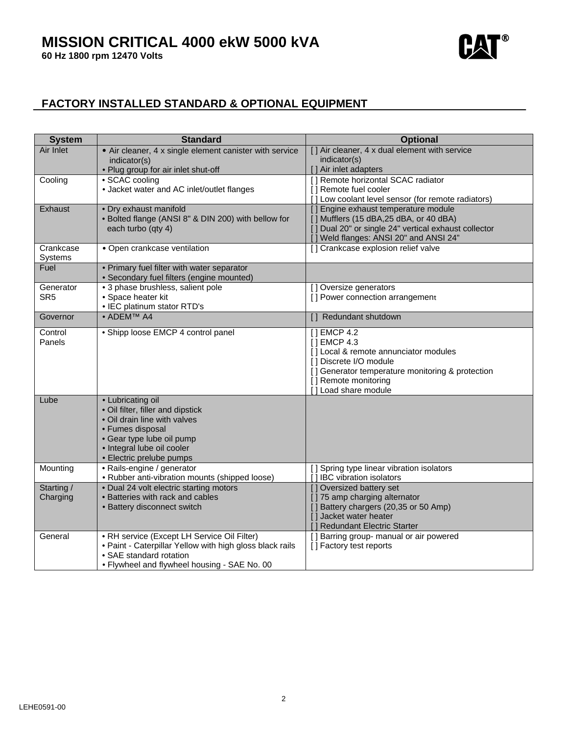# MISSION CRITICAL 4000 ekW 5000 kVA

**60 Hz 1800 rpm 12470 Volts**

## FACTORY INSTALLED STANDARD & OPTIONAL EQUIPMENT

| System | Standard | Optional |
|---|---|---|
| Air Inlet | • Air cleaner, 4 x single element canister with service indicator(s)<br>• Plug group for air inlet shut-off | [ ] Air cleaner, 4 x dual element with service indicator(s)<br>[ ] Air inlet adapters |
| Cooling | • SCAC cooling<br>• Jacket water and AC inlet/outlet flanges | [ ] Remote horizontal SCAC radiator<br>[ ] Remote fuel cooler<br>[ ] Low coolant level sensor (for remote radiators) |
| Exhaust | • Dry exhaust manifold<br>• Bolted flange (ANSI 8" & DIN 200) with bellow for each turbo (qty 4) | [ ] Engine exhaust temperature module<br>[ ] Mufflers (15 dBA,25 dBA, or 40 dBA)<br>[ ] Dual 20" or single 24" vertical exhaust collector<br>[ ] Weld flanges: ANSI 20" and ANSI 24" |
| Crankcase Systems | • Open crankcase ventilation | [ ] Crankcase explosion relief valve |
| Fuel | • Primary fuel filter with water separator<br>• Secondary fuel filters (engine mounted) | |
| Generator SR5 | • 3 phase brushless, salient pole<br>• Space heater kit<br>• IEC platinum stator RTD's | [ ] Oversize generators<br>[ ] Power connection arrangement |
| Governor | • ADEM™ A4 | [ ] Redundant shutdown |
| Control Panels | • Shipp loose EMCP 4 control panel | [ ] EMCP 4.2<br>[ ] EMCP 4.3<br>[ ] Local & remote annunciator modules<br>[ ] Discrete I/O module<br>[ ] Generator temperature monitoring & protection<br>[ ] Remote monitoring<br>[ ] Load share module |
| Lube | • Lubricating oil<br>• Oil filter, filler and dipstick<br>• Oil drain line with valves<br>• Fumes disposal<br>• Gear type lube oil pump<br>• Integral lube oil cooler<br>• Electric prelube pumps | |
| Mounting | • Rails-engine / generator<br>• Rubber anti-vibration mounts (shipped loose) | [ ] Spring type linear vibration isolators<br>[ ] IBC vibration isolators |
| Starting / Charging | • Dual 24 volt electric starting motors<br>• Batteries with rack and cables<br>• Battery disconnect switch | [ ] Oversized battery set<br>[ ] 75 amp charging alternator<br>[ ] Battery chargers (20,35 or 50 Amp)<br>[ ] Jacket water heater<br>[ ] Redundant Electric Starter |
| General | • RH service (Except LH Service Oil Filter)<br>• Paint - Caterpillar Yellow with high gloss black rails<br>• SAE standard rotation<br>• Flywheel and flywheel housing - SAE No. 00 | [ ] Barring group- manual or air powered<br>[ ] Factory test reports |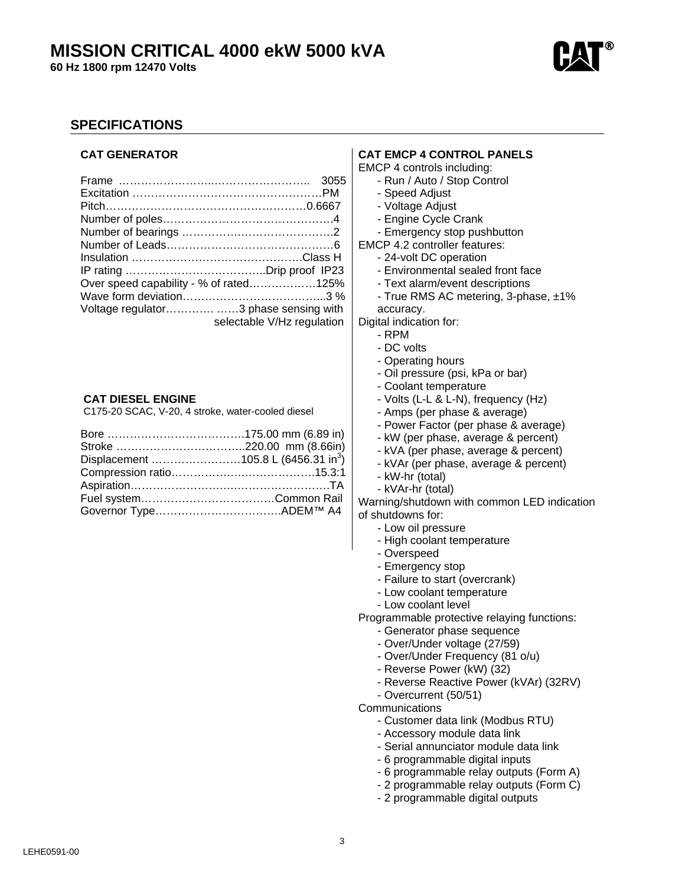# MISSION CRITICAL 4000 ekW 5000 kVA

**60 Hz 1800 rpm 12470 Volts**

## SPECIFICATIONS

### CAT GENERATOR

| | |
|---|---|
| Frame | 3055 |
| Excitation | PM |
| Pitch | 0.6667 |
| Number of poles | 4 |
| Number of bearings | 2 |
| Number of Leads | 6 |
| Insulation | Class H |
| IP rating | Drip proof IP23 |
| Over speed capability - % of rated | 125% |
| Wave form deviation | 3 % |
| Voltage regulator | 3 phase sensing with selectable V/Hz regulation |

### CAT DIESEL ENGINE

C175-20 SCAC, V-20, 4 stroke, water-cooled diesel

| | |
|---|---|
| Bore | 175.00 mm (6.89 in) |
| Stroke | 220.00 mm (8.66in) |
| Displacement | 105.8 L (6456.31 $in^3$) |
| Compression ratio | 15.3:1 |
| Aspiration | TA |
| Fuel system | Common Rail |
| Governor Type | ADEM™ A4 |

### CAT EMCP 4 CONTROL PANELS

EMCP 4 controls including:

- Run / Auto / Stop Control
- Speed Adjust
- Voltage Adjust
- Engine Cycle Crank
- Emergency stop pushbutton

EMCP 4.2 controller features:

- 24-volt DC operation
- Environmental sealed front face
- Text alarm/event descriptions
- True RMS AC metering, 3-phase, ±1% accuracy.

Digital indication for:

- RPM
- DC volts
- Operating hours
- Oil pressure (psi, kPa or bar)
- Coolant temperature
- Volts (L-L & L-N), frequency (Hz)
- Amps (per phase & average)
- Power Factor (per phase & average)
- kW (per phase, average & percent)
- kVA (per phase, average & percent)
- kVAr (per phase, average & percent)
- kW-hr (total)
- kVAr-hr (total)

Warning/shutdown with common LED indication of shutdowns for:

- Low oil pressure
- High coolant temperature
- Overspeed
- Emergency stop
- Failure to start (overcrank)
- Low coolant temperature
- Low coolant level

Programmable protective relaying functions:

- Generator phase sequence
- Over/Under voltage (27/59)
- Over/Under Frequency (81 o/u)
- Reverse Power (kW) (32)
- Reverse Reactive Power (kVAr) (32RV)
- Overcurrent (50/51)

Communications

- Customer data link (Modbus RTU)
- Accessory module data link
- Serial annunciator module data link
- 6 programmable digital inputs
- 6 programmable relay outputs (Form A)
- 2 programmable relay outputs (Form C)
- 2 programmable digital outputs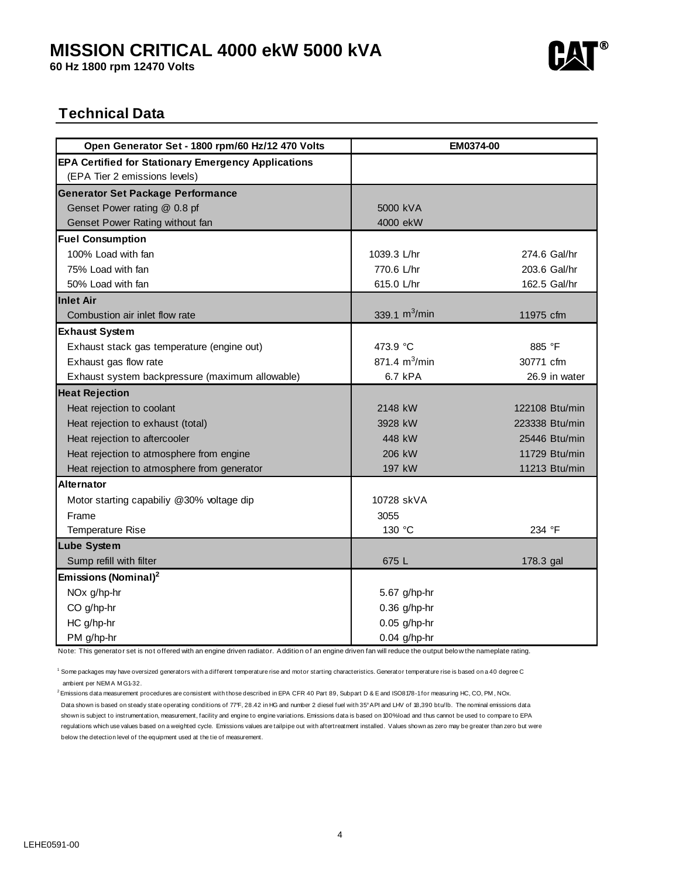# MISSION CRITICAL 4000 ekW 5000 kVA

**60 Hz 1800 rpm 12470 Volts**

## Technical Data

| Open Generator Set - 1800 rpm/60 Hz/12 470 Volts | EM0374-00 | |
|---|---|---|
| **EPA Certified for Stationary Emergency Applications** | | |
| (EPA Tier 2 emissions levels) | | |
| **Generator Set Package Performance** | | |
| Genset Power rating @ 0.8 pf | 5000 kVA | |
| Genset Power Rating without fan | 4000 ekW | |
| **Fuel Consumption** | | |
| 100% Load with fan | 1039.3 L/hr | 274.6 Gal/hr |
| 75% Load with fan | 770.6 L/hr | 203.6 Gal/hr |
| 50% Load with fan | 615.0 L/hr | 162.5 Gal/hr |
| **Inlet Air** | | |
| Combustion air inlet flow rate | 339.1 $m^3$/min | 11975 cfm |
| **Exhaust System** | | |
| Exhaust stack gas temperature (engine out) | 473.9 °C | 885 °F |
| Exhaust gas flow rate | 871.4 $m^3$/min | 30771 cfm |
| Exhaust system backpressure (maximum allowable) | 6.7 kPA | 26.9 in water |
| **Heat Rejection** | | |
| Heat rejection to coolant | 2148 kW | 122108 Btu/min |
| Heat rejection to exhaust (total) | 3928 kW | 223338 Btu/min |
| Heat rejection to aftercooler | 448 kW | 25446 Btu/min |
| Heat rejection to atmosphere from engine | 206 kW | 11729 Btu/min |
| Heat rejection to atmosphere from generator | 197 kW | 11213 Btu/min |
| **Alternator** | | |
| Motor starting capabiliy @30% voltage dip | 10728 skVA | |
| Frame | 3055 | |
| Temperature Rise | 130 °C | 234 °F |
| **Lube System** | | |
| Sump refill with filter | 675 L | 178.3 gal |
| **Emissions (Nominal)[2]** | | |
| NOx g/hp-hr | 5.67 g/hp-hr | |
| CO g/hp-hr | 0.36 g/hp-hr | |
| HC g/hp-hr | 0.05 g/hp-hr | |
| PM g/hp-hr | 0.04 g/hp-hr | |

Note: This generator set is not offered with an engine driven radiator. Addition of an engine driven fan will reduce the output below the nameplate rating.

[1] Some packages may have oversized generators with a different temperature rise and motor starting characteristics. Generator temperature rise is based on a 40 degree C ambient per NEMA MG1-32.

[2] Emissions data measurement procedures are consistent with those described in EPA CFR 40 Part 89, Subpart D & E and ISO8178-1 for measuring HC, CO, PM, NOx. Data shown is based on steady state operating conditions of 77°F, 28.42 in HG and number 2 diesel fuel with 35° API and LHV of 18,390 btu/lb. The nominal emissions data shown is subject to instrumentation, measurement, facility and engine to engine variations. Emissions data is based on 100% load and thus cannot be used to compare to EPA regulations which use values based on a weighted cycle. Emissions values are tailpipe out with aftertreatment installed. Values shown as zero may be greater than zero but were below the detection level of the equipment used at the tie of measurement.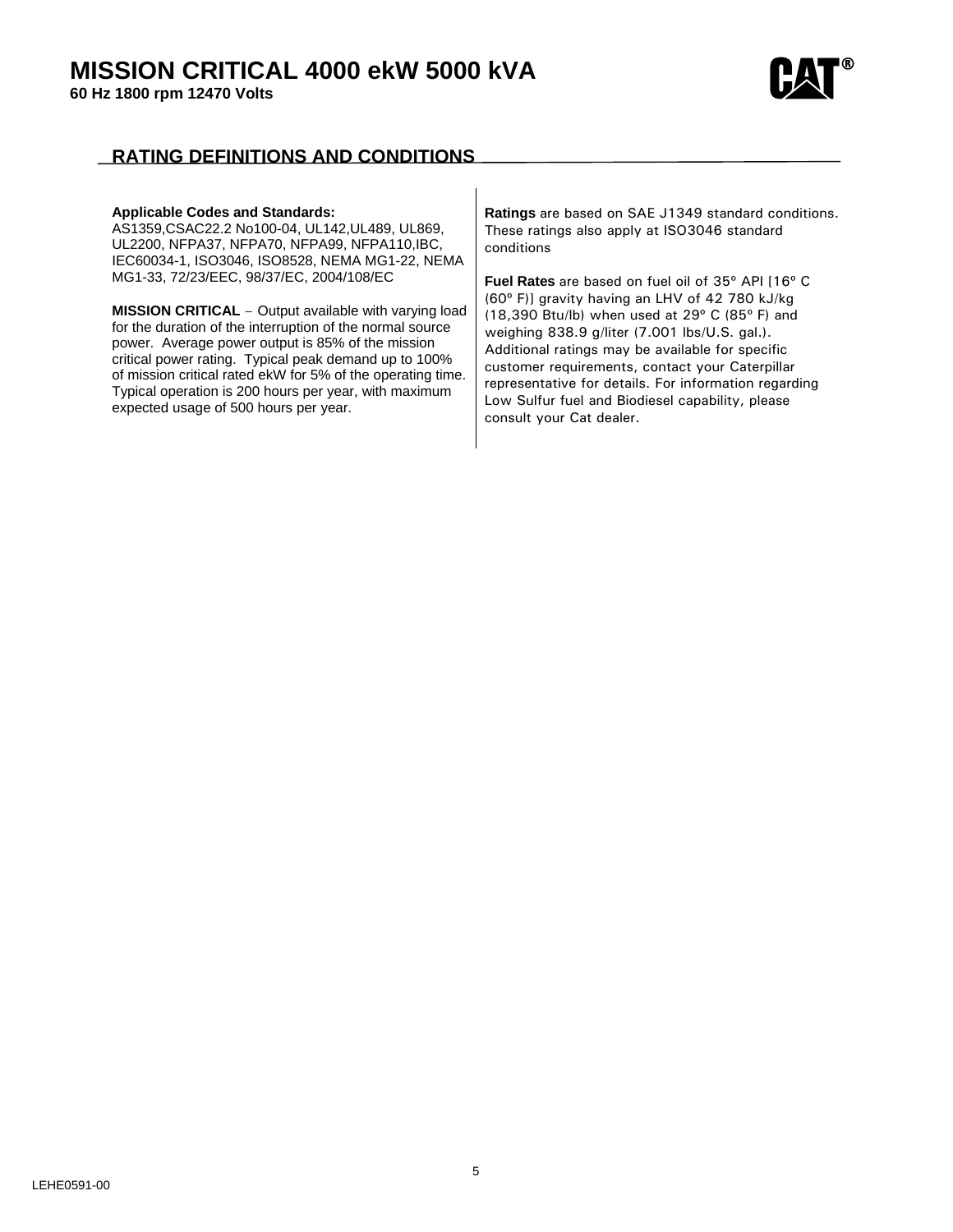# MISSION CRITICAL 4000 ekW 5000 kVA

**60 Hz 1800 rpm 12470 Volts**

## RATING DEFINITIONS AND CONDITIONS

**Applicable Codes and Standards:**
AS1359,CSAC22.2 No100-04, UL142,UL489, UL869, UL2200, NFPA37, NFPA70, NFPA99, NFPA110,IBC, IEC60034-1, ISO3046, ISO8528, NEMA MG1-22, NEMA MG1-33, 72/23/EEC, 98/37/EC, 2004/108/EC

**MISSION CRITICAL** – Output available with varying load for the duration of the interruption of the normal source power. Average power output is 85% of the mission critical power rating. Typical peak demand up to 100% of mission critical rated ekW for 5% of the operating time. Typical operation is 200 hours per year, with maximum expected usage of 500 hours per year.

**Ratings** are based on SAE J1349 standard conditions. These ratings also apply at ISO3046 standard conditions

**Fuel Rates** are based on fuel oil of 35º API [16º C (60º F)] gravity having an LHV of 42 780 kJ/kg (18,390 Btu/lb) when used at 29º C (85º F) and weighing 838.9 g/liter (7.001 lbs/U.S. gal.). Additional ratings may be available for specific customer requirements, contact your Caterpillar representative for details. For information regarding Low Sulfur fuel and Biodiesel capability, please consult your Cat dealer.

LEHE0591-00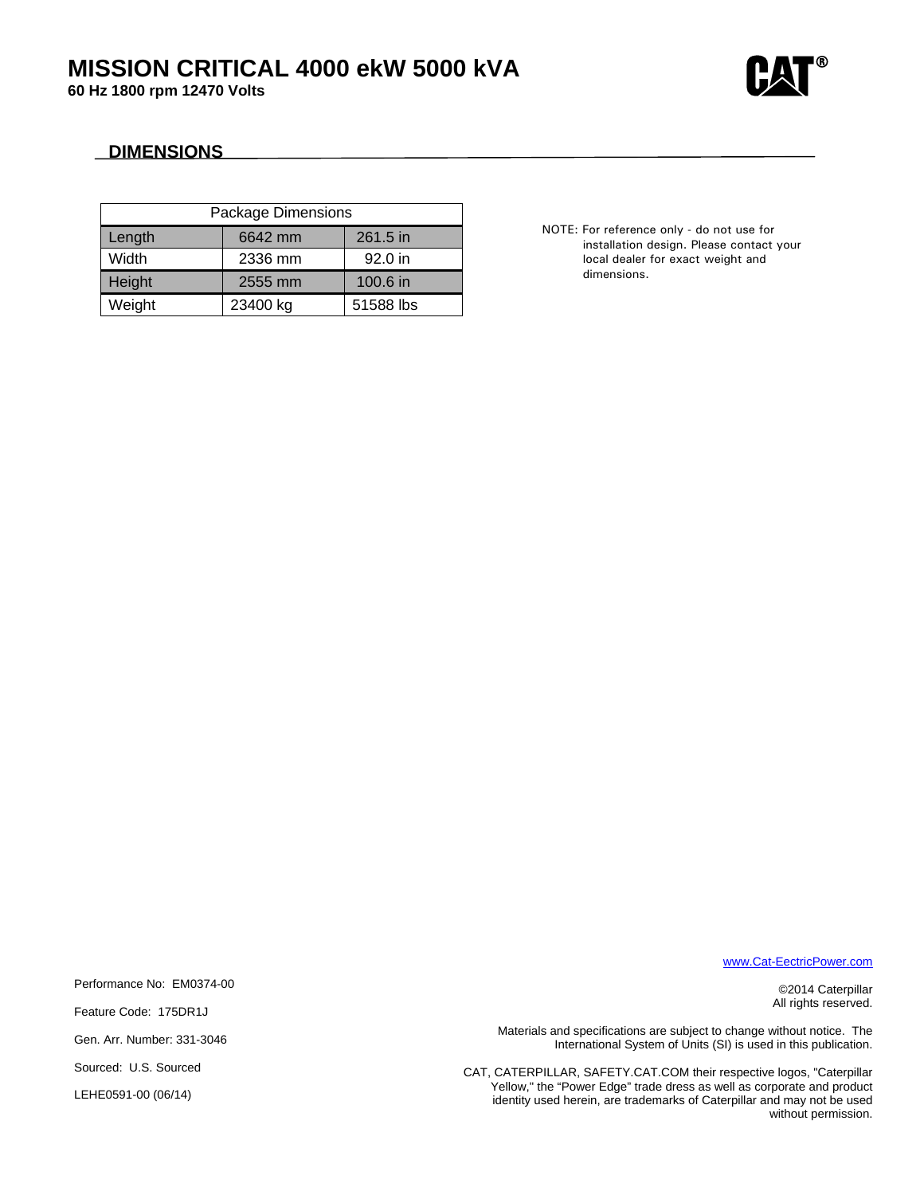# MISSION CRITICAL 4000 ekW 5000 kVA

**60 Hz 1800 rpm 12470 Volts**

## DIMENSIONS

| Package Dimensions | | |
|---|---|---|
| Length | 6642 mm | 261.5 in |
| Width | 2336 mm | 92.0 in |
| Height | 2555 mm | 100.6 in |
| Weight | 23400 kg | 51588 lbs |

NOTE: For reference only - do not use for installation design. Please contact your local dealer for exact weight and dimensions.

Performance No: EM0374-00

Feature Code: 175DR1J

Gen. Arr. Number: 331-3046

Sourced: U.S. Sourced

LEHE0591-00 (06/14)

www.Cat-EectricPower.com

©2014 Caterpillar
All rights reserved.

Materials and specifications are subject to change without notice. The International System of Units (SI) is used in this publication.

CAT, CATERPILLAR, SAFETY.CAT.COM their respective logos, "Caterpillar Yellow," the "Power Edge" trade dress as well as corporate and product identity used herein, are trademarks of Caterpillar and may not be used without permission.